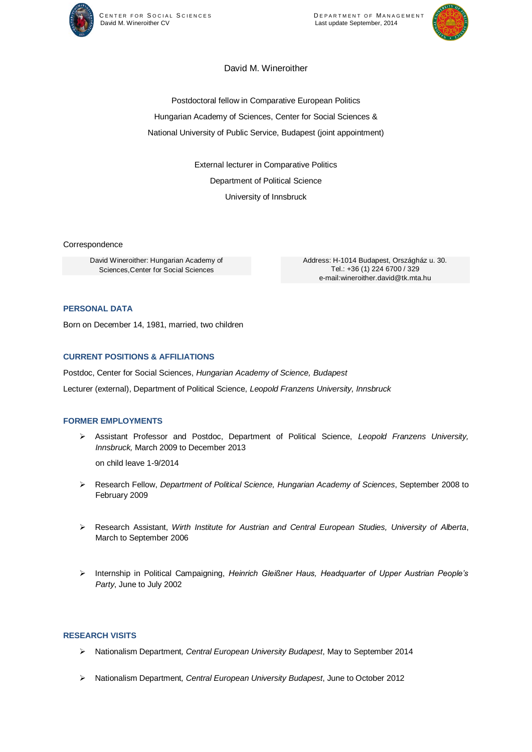David M. Wineroither

Postdoctoral fellow in Comparative European Politics

Hungarian Academy of Sciences, Center for Social Sciences &

National University of Public Service, Budapest (joint appointment)

External lecturer in Comparative Politics

Department of Political Science

University of Innsbruck

Correspondence

| David Wineroither: Hungarian Academy of Sciences,Center for Social Sciences | Address: H-1014 Budapest, Országház u. 30. Tel.: +36 (1) 224 6700 / 329 e-mail:wineroither.david@tk.mta.hu |
|---|---|

## PERSONAL DATA

Born on December 14, 1981, married, two children

## CURRENT POSITIONS & AFFILIATIONS

Postdoc, Center for Social Sciences, *Hungarian Academy of Science, Budapest*

Lecturer (external), Department of Political Science, *Leopold Franzens University, Innsbruck*

## FORMER EMPLOYMENTS

- Assistant Professor and Postdoc, Department of Political Science, *Leopold Franzens University, Innsbruck,* March 2009 to December 2013

  on child leave 1-9/2014

- Research Fellow, *Department of Political Science, Hungarian Academy of Sciences*, September 2008 to February 2009

- Research Assistant, *Wirth Institute for Austrian and Central European Studies, University of Alberta*, March to September 2006

- Internship in Political Campaigning, *Heinrich Gleißner Haus, Headquarter of Upper Austrian People's Party*, June to July 2002

## RESEARCH VISITS

- Nationalism Department*, Central European University Budapest*, May to September 2014

- Nationalism Department*, Central European University Budapest*, June to October 2012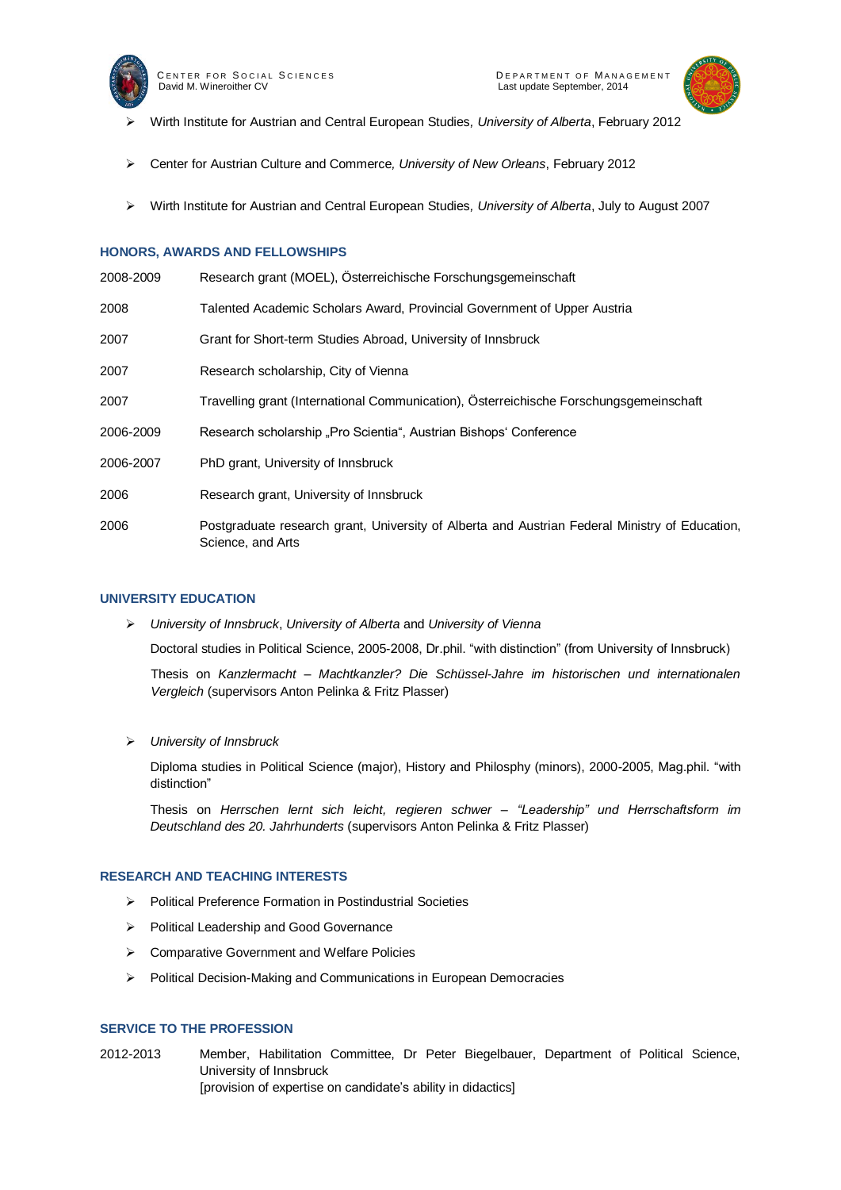- Wirth Institute for Austrian and Central European Studies, *University of Alberta*, February 2012
- Center for Austrian Culture and Commerce, *University of New Orleans*, February 2012
- Wirth Institute for Austrian and Central European Studies, *University of Alberta*, July to August 2007

## HONORS, AWARDS AND FELLOWSHIPS

| | |
|---|---|
| 2008-2009 | Research grant (MOEL), Österreichische Forschungsgemeinschaft |
| 2008 | Talented Academic Scholars Award, Provincial Government of Upper Austria |
| 2007 | Grant for Short-term Studies Abroad, University of Innsbruck |
| 2007 | Research scholarship, City of Vienna |
| 2007 | Travelling grant (International Communication), Österreichische Forschungsgemeinschaft |
| 2006-2009 | Research scholarship „Pro Scientia", Austrian Bishops' Conference |
| 2006-2007 | PhD grant, University of Innsbruck |
| 2006 | Research grant, University of Innsbruck |
| 2006 | Postgraduate research grant, University of Alberta and Austrian Federal Ministry of Education, Science, and Arts |

## UNIVERSITY EDUCATION

- *University of Innsbruck*, *University of Alberta* and *University of Vienna*

  Doctoral studies in Political Science, 2005-2008, Dr.phil. "with distinction" (from University of Innsbruck)

  Thesis on *Kanzlermacht – Machtkanzler? Die Schüssel-Jahre im historischen und internationalen Vergleich* (supervisors Anton Pelinka & Fritz Plasser)

- *University of Innsbruck*

  Diploma studies in Political Science (major), History and Philosphy (minors), 2000-2005, Mag.phil. "with distinction"

  Thesis on *Herrschen lernt sich leicht, regieren schwer – "Leadership" und Herrschaftsform im Deutschland des 20. Jahrhunderts* (supervisors Anton Pelinka & Fritz Plasser)

## RESEARCH AND TEACHING INTERESTS

- Political Preference Formation in Postindustrial Societies
- Political Leadership and Good Governance
- Comparative Government and Welfare Policies
- Political Decision-Making and Communications in European Democracies

## SERVICE TO THE PROFESSION

| | |
|---|---|
| 2012-2013 | Member, Habilitation Committee, Dr Peter Biegelbauer, Department of Political Science, University of Innsbruck [provision of expertise on candidate's ability in didactics] |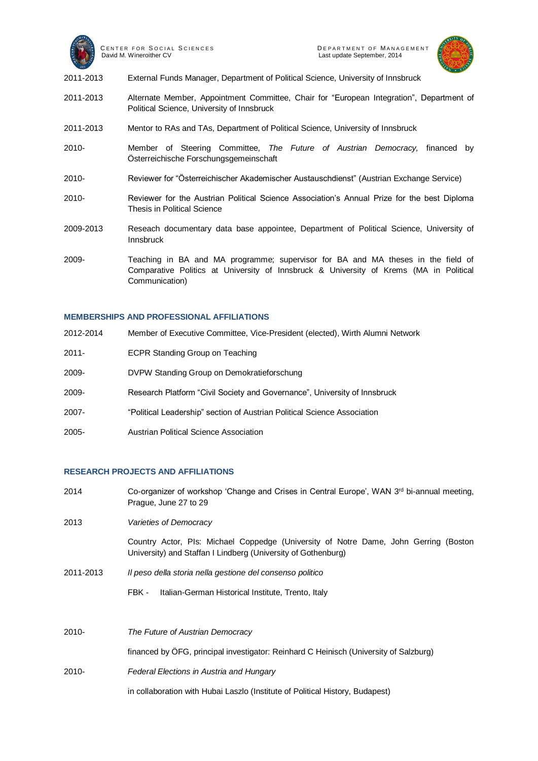| | |
|---|---|
| 2011-2013 | External Funds Manager, Department of Political Science, University of Innsbruck |
| 2011-2013 | Alternate Member, Appointment Committee, Chair for “European Integration”, Department of Political Science, University of Innsbruck |
| 2011-2013 | Mentor to RAs and TAs, Department of Political Science, University of Innsbruck |
| 2010- | Member of Steering Committee, *The Future of Austrian Democracy,* financed by Österreichische Forschungsgemeinschaft |
| 2010- | Reviewer for “Österreichischer Akademischer Austauschdienst” (Austrian Exchange Service) |
| 2010- | Reviewer for the Austrian Political Science Association’s Annual Prize for the best Diploma Thesis in Political Science |
| 2009-2013 | Reseach documentary data base appointee, Department of Political Science, University of Innsbruck |
| 2009- | Teaching in BA and MA programme; supervisor for BA and MA theses in the field of Comparative Politics at University of Innsbruck & University of Krems (MA in Political Communication) |

## MEMBERSHIPS AND PROFESSIONAL AFFILIATIONS

| | |
|---|---|
| 2012-2014 | Member of Executive Committee, Vice-President (elected), Wirth Alumni Network |
| 2011- | ECPR Standing Group on Teaching |
| 2009- | DVPW Standing Group on Demokratieforschung |
| 2009- | Research Platform “Civil Society and Governance”, University of Innsbruck |
| 2007- | “Political Leadership” section of Austrian Political Science Association |
| 2005- | Austrian Political Science Association |

## RESEARCH PROJECTS AND AFFILIATIONS

| | |
|---|---|
| 2014 | Co-organizer of workshop ‘Change and Crises in Central Europe’, WAN 3rd bi-annual meeting, Prague, June 27 to 29 |
| 2013 | *Varieties of Democracy* |
| | Country Actor, PIs: Michael Coppedge (University of Notre Dame, John Gerring (Boston University) and Staffan I Lindberg (University of Gothenburg) |
| 2011-2013 | *Il peso della storia nella gestione del consenso politico* |
| | FBK - Italian-German Historical Institute, Trento, Italy |
| 2010- | *The Future of Austrian Democracy* |
| | financed by ÖFG, principal investigator: Reinhard C Heinisch (University of Salzburg) |
| 2010- | *Federal Elections in Austria and Hungary* |
| | in collaboration with Hubai Laszlo (Institute of Political History, Budapest) |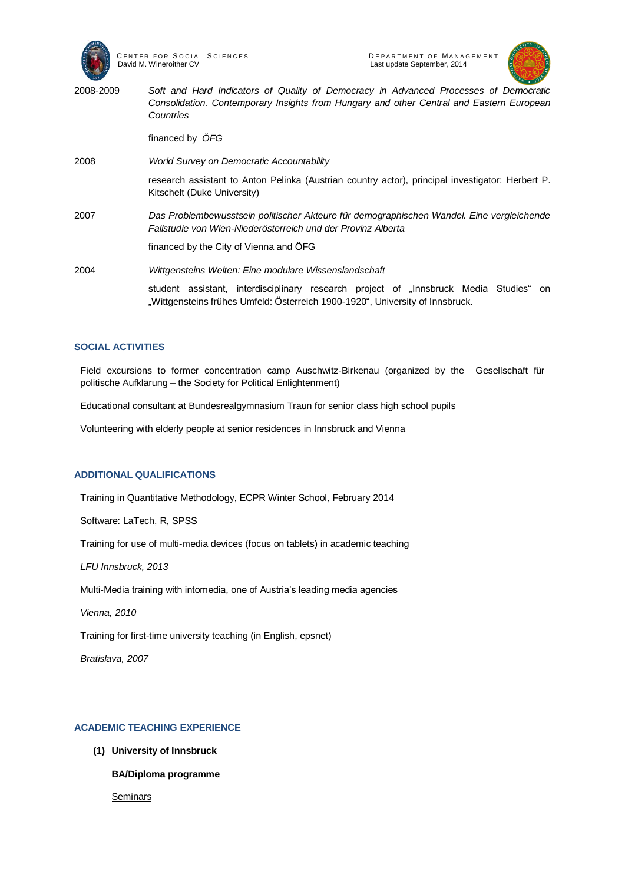2008-2009 *Soft and Hard Indicators of Quality of Democracy in Advanced Processes of Democratic Consolidation. Contemporary Insights from Hungary and other Central and Eastern European Countries*

financed by *ÖFG*

2008 *World Survey on Democratic Accountability*

research assistant to Anton Pelinka (Austrian country actor), principal investigator: Herbert P. Kitschelt (Duke University)

2007 *Das Problembewusstsein politischer Akteure für demographischen Wandel. Eine vergleichende Fallstudie von Wien-Niederösterreich und der Provinz Alberta*

financed by the City of Vienna and ÖFG

2004 *Wittgensteins Welten: Eine modulare Wissenslandschaft*

student assistant, interdisciplinary research project of „Innsbruck Media Studies" on „Wittgensteins frühes Umfeld: Österreich 1900-1920", University of Innsbruck.

## SOCIAL ACTIVITIES

Field excursions to former concentration camp Auschwitz-Birkenau (organized by the Gesellschaft für politische Aufklärung – the Society for Political Enlightenment)

Educational consultant at Bundesrealgymnasium Traun for senior class high school pupils

Volunteering with elderly people at senior residences in Innsbruck and Vienna

## ADDITIONAL QUALIFICATIONS

Training in Quantitative Methodology, ECPR Winter School, February 2014

Software: LaTech, R, SPSS

Training for use of multi-media devices (focus on tablets) in academic teaching

*LFU Innsbruck, 2013*

Multi-Media training with intomedia, one of Austria's leading media agencies

*Vienna, 2010*

Training for first-time university teaching (in English, epsnet)

*Bratislava, 2007*

## ACADEMIC TEACHING EXPERIENCE

**(1) University of Innsbruck**

**BA/Diploma programme**

Seminars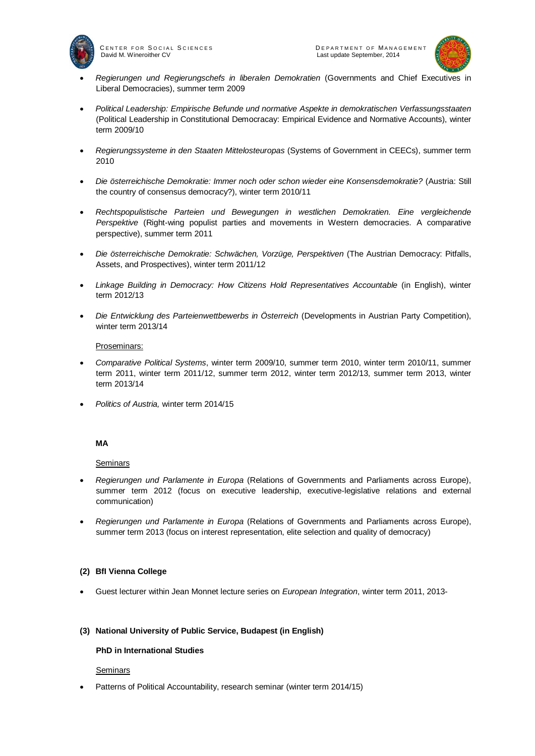- *Regierungen und Regierungschefs in liberalen Demokratien* (Governments and Chief Executives in Liberal Democracies), summer term 2009

- *Political Leadership: Empirische Befunde und normative Aspekte in demokratischen Verfassungsstaaten* (Political Leadership in Constitutional Democracay: Empirical Evidence and Normative Accounts), winter term 2009/10

- *Regierungssysteme in den Staaten Mittelosteuropas* (Systems of Government in CEECs), summer term 2010

- *Die österreichische Demokratie: Immer noch oder schon wieder eine Konsensdemokratie?* (Austria: Still the country of consensus democracy?), winter term 2010/11

- *Rechtspopulistische Parteien und Bewegungen in westlichen Demokratien. Eine vergleichende Perspektive* (Right-wing populist parties and movements in Western democracies. A comparative perspective), summer term 2011

- *Die österreichische Demokratie: Schwächen, Vorzüge, Perspektiven* (The Austrian Democracy: Pitfalls, Assets, and Prospectives), winter term 2011/12

- *Linkage Building in Democracy: How Citizens Hold Representatives Accountable* (in English), winter term 2012/13

- *Die Entwicklung des Parteienwettbewerbs in Österreich* (Developments in Austrian Party Competition), winter term 2013/14

Proseminars:

- *Comparative Political Systems*, winter term 2009/10, summer term 2010, winter term 2010/11, summer term 2011, winter term 2011/12, summer term 2012, winter term 2012/13, summer term 2013, winter term 2013/14

- *Politics of Austria,* winter term 2014/15

**MA**

Seminars

- *Regierungen und Parlamente in Europa* (Relations of Governments and Parliaments across Europe), summer term 2012 (focus on executive leadership, executive-legislative relations and external communication)

- *Regierungen und Parlamente in Europa* (Relations of Governments and Parliaments across Europe), summer term 2013 (focus on interest representation, elite selection and quality of democracy)

**(2) BfI Vienna College**

- Guest lecturer within Jean Monnet lecture series on *European Integration*, winter term 2011, 2013-

**(3) National University of Public Service, Budapest (in English)**

**PhD in International Studies**

Seminars

- Patterns of Political Accountability, research seminar (winter term 2014/15)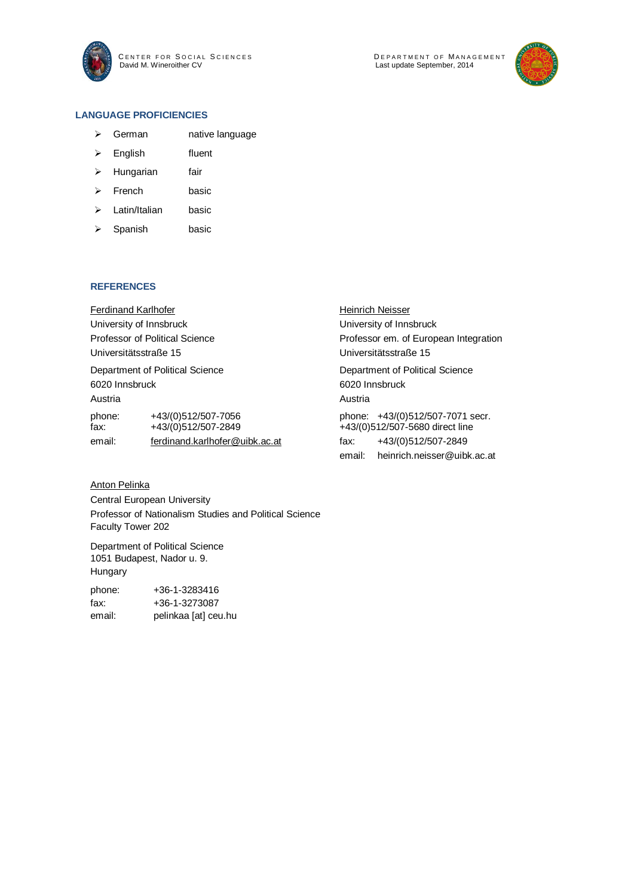## LANGUAGE PROFICIENCIES

- German native language
- English fluent
- Hungarian fair
- French basic
- Latin/Italian basic
- Spanish basic

## REFERENCES

Ferdinand Karlhofer
University of Innsbruck
Professor of Political Science
Universitätsstraße 15
Department of Political Science
6020 Innsbruck
Austria
phone: +43/(0)512/507-7056
fax: +43/(0)512/507-2849
email: ferdinand.karlhofer@uibk.ac.at

Heinrich Neisser
University of Innsbruck
Professor em. of European Integration
Universitätsstraße 15
Department of Political Science
6020 Innsbruck
Austria
phone: +43/(0)512/507-7071 secr.
+43/(0)512/507-5680 direct line
fax: +43/(0)512/507-2849
email: heinrich.neisser@uibk.ac.at

Anton Pelinka
Central European University
Professor of Nationalism Studies and Political Science
Faculty Tower 202
Department of Political Science
1051 Budapest, Nador u. 9.
Hungary
phone: +36-1-3283416
fax: +36-1-3273087
email: pelinkaa [at] ceu.hu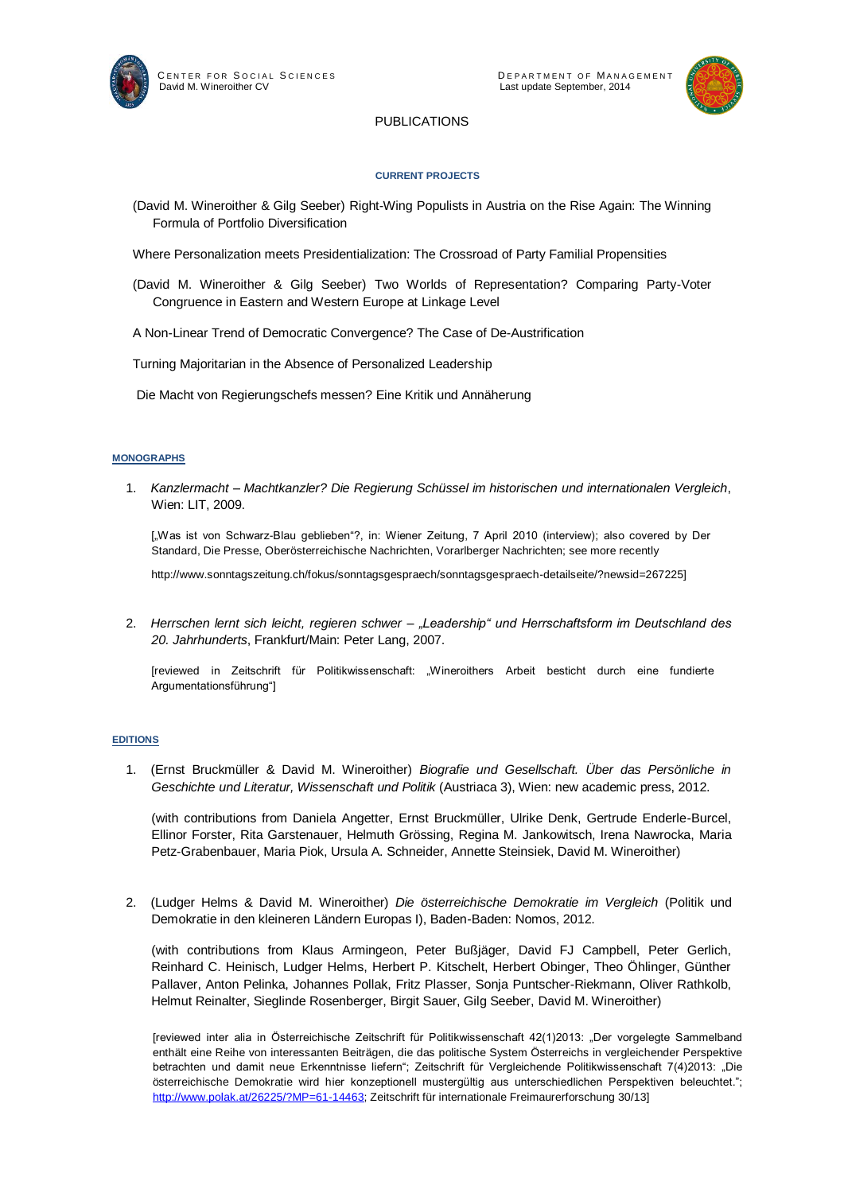# PUBLICATIONS

## CURRENT PROJECTS

(David M. Wineroither & Gilg Seeber) Right-Wing Populists in Austria on the Rise Again: The Winning Formula of Portfolio Diversification

Where Personalization meets Presidentialization: The Crossroad of Party Familial Propensities

(David M. Wineroither & Gilg Seeber) Two Worlds of Representation? Comparing Party-Voter Congruence in Eastern and Western Europe at Linkage Level

A Non-Linear Trend of Democratic Convergence? The Case of De-Austrification

Turning Majoritarian in the Absence of Personalized Leadership

Die Macht von Regierungschefs messen? Eine Kritik und Annäherung

## MONOGRAPHS

1. *Kanzlermacht – Machtkanzler? Die Regierung Schüssel im historischen und internationalen Vergleich*, Wien: LIT, 2009.

   [„Was ist von Schwarz-Blau geblieben"?, in: Wiener Zeitung, 7 April 2010 (interview); also covered by Der Standard, Die Presse, Oberösterreichische Nachrichten, Vorarlberger Nachrichten; see more recently

   http://www.sonntagszeitung.ch/fokus/sonntagsgespraech/sonntagsgespraech-detailseite/?newsid=267225]

2. *Herrschen lernt sich leicht, regieren schwer – „Leadership" und Herrschaftsform im Deutschland des 20. Jahrhunderts*, Frankfurt/Main: Peter Lang, 2007.

   [reviewed in Zeitschrift für Politikwissenschaft: „Wineroithers Arbeit besticht durch eine fundierte Argumentationsführung"]

## EDITIONS

1. (Ernst Bruckmüller & David M. Wineroither) *Biografie und Gesellschaft. Über das Persönliche in Geschichte und Literatur, Wissenschaft und Politik* (Austriaca 3), Wien: new academic press, 2012.

   (with contributions from Daniela Angetter, Ernst Bruckmüller, Ulrike Denk, Gertrude Enderle-Burcel, Ellinor Forster, Rita Garstenauer, Helmuth Grössing, Regina M. Jankowitsch, Irena Nawrocka, Maria Petz-Grabenbauer, Maria Piok, Ursula A. Schneider, Annette Steinsiek, David M. Wineroither)

2. (Ludger Helms & David M. Wineroither) *Die österreichische Demokratie im Vergleich* (Politik und Demokratie in den kleineren Ländern Europas I), Baden-Baden: Nomos, 2012.

   (with contributions from Klaus Armingeon, Peter Bußjäger, David FJ Campbell, Peter Gerlich, Reinhard C. Heinisch, Ludger Helms, Herbert P. Kitschelt, Herbert Obinger, Theo Öhlinger, Günther Pallaver, Anton Pelinka, Johannes Pollak, Fritz Plasser, Sonja Puntscher-Riekmann, Oliver Rathkolb, Helmut Reinalter, Sieglinde Rosenberger, Birgit Sauer, Gilg Seeber, David M. Wineroither)

   [reviewed inter alia in Österreichische Zeitschrift für Politikwissenschaft 42(1)2013: „Der vorgelegte Sammelband enthält eine Reihe von interessanten Beiträgen, die das politische System Österreichs in vergleichender Perspektive betrachten und damit neue Erkenntnisse liefern"; Zeitschrift für Vergleichende Politikwissenschaft 7(4)2013: „Die österreichische Demokratie wird hier konzeptionell mustergültig aus unterschiedlichen Perspektiven beleuchtet."; http://www.polak.at/26225/?MP=61-14463; Zeitschrift für internationale Freimaurerforschung 30/13]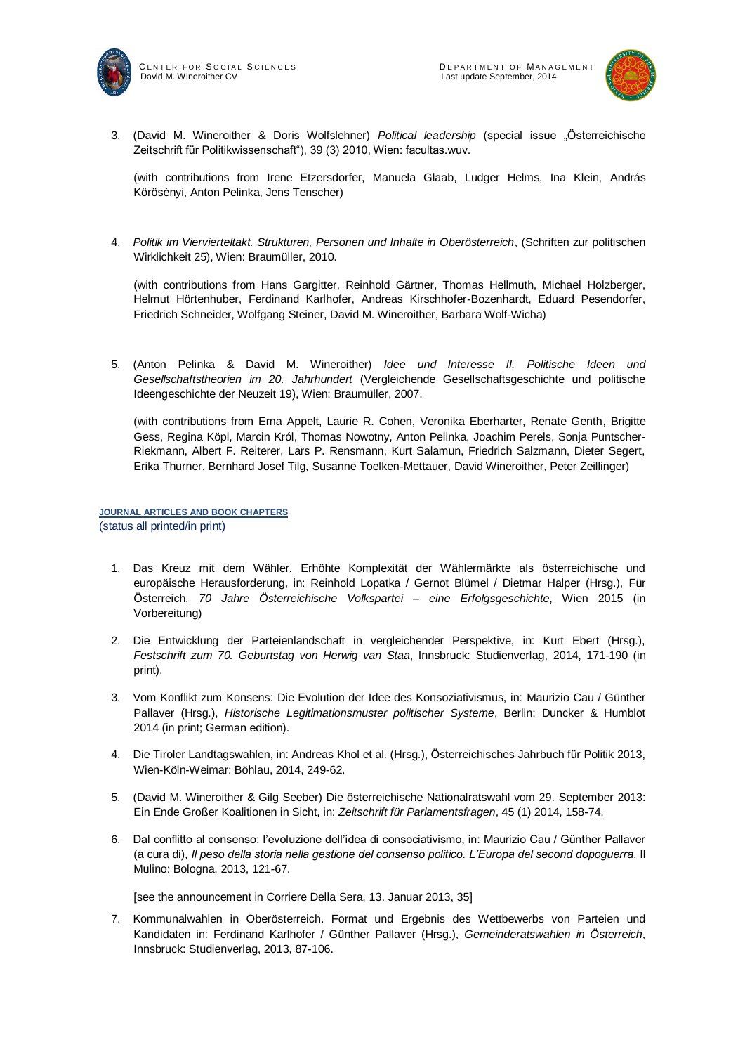3. (David M. Wineroither & Doris Wolfslehner) *Political leadership* (special issue „Österreichische Zeitschrift für Politikwissenschaft"), 39 (3) 2010, Wien: facultas.wuv.

   (with contributions from Irene Etzersdorfer, Manuela Glaab, Ludger Helms, Ina Klein, András Körösényi, Anton Pelinka, Jens Tenscher)

4. *Politik im Viervierteltakt. Strukturen, Personen und Inhalte in Oberösterreich*, (Schriften zur politischen Wirklichkeit 25), Wien: Braumüller, 2010.

   (with contributions from Hans Gargitter, Reinhold Gärtner, Thomas Hellmuth, Michael Holzberger, Helmut Hörtenhuber, Ferdinand Karlhofer, Andreas Kirschhofer-Bozenhardt, Eduard Pesendorfer, Friedrich Schneider, Wolfgang Steiner, David M. Wineroither, Barbara Wolf-Wicha)

5. (Anton Pelinka & David M. Wineroither) *Idee und Interesse II. Politische Ideen und Gesellschaftstheorien im 20. Jahrhundert* (Vergleichende Gesellschaftsgeschichte und politische Ideengeschichte der Neuzeit 19), Wien: Braumüller, 2007.

   (with contributions from Erna Appelt, Laurie R. Cohen, Veronika Eberharter, Renate Genth, Brigitte Gess, Regina Köpl, Marcin Król, Thomas Nowotny, Anton Pelinka, Joachim Perels, Sonja Puntscher-Riekmann, Albert F. Reiterer, Lars P. Rensmann, Kurt Salamun, Friedrich Salzmann, Dieter Segert, Erika Thurner, Bernhard Josef Tilg, Susanne Toelken-Mettauer, David Wineroither, Peter Zeillinger)

**JOURNAL ARTICLES AND BOOK CHAPTERS**
(status all printed/in print)

1. Das Kreuz mit dem Wähler. Erhöhte Komplexität der Wählermärkte als österreichische und europäische Herausforderung, in: Reinhold Lopatka / Gernot Blümel / Dietmar Halper (Hrsg.), Für Österreich. *70 Jahre Österreichische Volkspartei – eine Erfolgsgeschichte*, Wien 2015 (in Vorbereitung)

2. Die Entwicklung der Parteienlandschaft in vergleichender Perspektive, in: Kurt Ebert (Hrsg.), *Festschrift zum 70. Geburtstag von Herwig van Staa*, Innsbruck: Studienverlag, 2014, 171-190 (in print).

3. Vom Konflikt zum Konsens: Die Evolution der Idee des Konsoziativismus, in: Maurizio Cau / Günther Pallaver (Hrsg.), *Historische Legitimationsmuster politischer Systeme*, Berlin: Duncker & Humblot 2014 (in print; German edition).

4. Die Tiroler Landtagswahlen, in: Andreas Khol et al. (Hrsg.), Österreichisches Jahrbuch für Politik 2013, Wien-Köln-Weimar: Böhlau, 2014, 249-62.

5. (David M. Wineroither & Gilg Seeber) Die österreichische Nationalratswahl vom 29. September 2013: Ein Ende Großer Koalitionen in Sicht, in: *Zeitschrift für Parlamentsfragen*, 45 (1) 2014, 158-74.

6. Dal conflitto al consenso: l'evoluzione dell'idea di consociativismo, in: Maurizio Cau / Günther Pallaver (a cura di), *Il peso della storia nella gestione del consenso politico. L'Europa del second dopoguerra*, Il Mulino: Bologna, 2013, 121-67.

   [see the announcement in Corriere Della Sera, 13. Januar 2013, 35]

7. Kommunalwahlen in Oberösterreich. Format und Ergebnis des Wettbewerbs von Parteien und Kandidaten in: Ferdinand Karlhofer / Günther Pallaver (Hrsg.), *Gemeinderatswahlen in Österreich*, Innsbruck: Studienverlag, 2013, 87-106.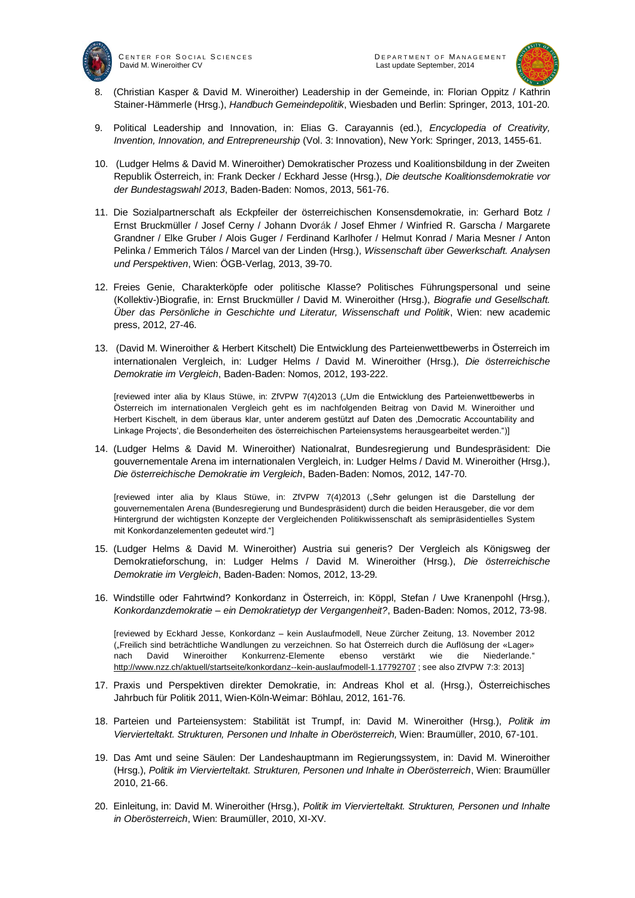8. (Christian Kasper & David M. Wineroither) Leadership in der Gemeinde, in: Florian Oppitz / Kathrin Stainer-Hämmerle (Hrsg.), *Handbuch Gemeindepolitik*, Wiesbaden und Berlin: Springer, 2013, 101-20.

9. Political Leadership and Innovation, in: Elias G. Carayannis (ed.), *Encyclopedia of Creativity, Invention, Innovation, and Entrepreneurship* (Vol. 3: Innovation), New York: Springer, 2013, 1455-61.

10. (Ludger Helms & David M. Wineroither) Demokratischer Prozess und Koalitionsbildung in der Zweiten Republik Österreich, in: Frank Decker / Eckhard Jesse (Hrsg.), *Die deutsche Koalitionsdemokratie vor der Bundestagswahl 2013*, Baden-Baden: Nomos, 2013, 561-76.

11. Die Sozialpartnerschaft als Eckpfeiler der österreichischen Konsensdemokratie, in: Gerhard Botz / Ernst Bruckmüller / Josef Cerny / Johann Dvorák / Josef Ehmer / Winfried R. Garscha / Margarete Grandner / Elke Gruber / Alois Guger / Ferdinand Karlhofer / Helmut Konrad / Maria Mesner / Anton Pelinka / Emmerich Tálos / Marcel van der Linden (Hrsg.), *Wissenschaft über Gewerkschaft. Analysen und Perspektiven*, Wien: ÖGB-Verlag, 2013, 39-70.

12. Freies Genie, Charakterköpfe oder politische Klasse? Politisches Führungspersonal und seine (Kollektiv-)Biografie, in: Ernst Bruckmüller / David M. Wineroither (Hrsg.), *Biografie und Gesellschaft. Über das Persönliche in Geschichte und Literatur, Wissenschaft und Politik*, Wien: new academic press, 2012, 27-46.

13. (David M. Wineroither & Herbert Kitschelt) Die Entwicklung des Parteienwettbewerbs in Österreich im internationalen Vergleich, in: Ludger Helms / David M. Wineroither (Hrsg.), *Die österreichische Demokratie im Vergleich*, Baden-Baden: Nomos, 2012, 193-222.

    [reviewed inter alia by Klaus Stüwe, in: ZfVPW 7(4)2013 („Um die Entwicklung des Parteienwettbewerbs in Österreich im internationalen Vergleich geht es im nachfolgenden Beitrag von David M. Wineroither und Herbert Kischelt, in dem überaus klar, unter anderem gestützt auf Daten des ‚Democratic Accountability and Linkage Projects', die Besonderheiten des österreichischen Parteiensystems herausgearbeitet werden.")]

14. (Ludger Helms & David M. Wineroither) Nationalrat, Bundesregierung und Bundespräsident: Die gouvernementale Arena im internationalen Vergleich, in: Ludger Helms / David M. Wineroither (Hrsg.), *Die österreichische Demokratie im Vergleich*, Baden-Baden: Nomos, 2012, 147-70.

    [reviewed inter alia by Klaus Stüwe, in: ZfVPW 7(4)2013 („Sehr gelungen ist die Darstellung der gouvernementalen Arena (Bundesregierung und Bundespräsident) durch die beiden Herausgeber, die vor dem Hintergrund der wichtigsten Konzepte der Vergleichenden Politikwissenschaft als semipräsidentielles System mit Konkordanzelementen gedeutet wird."]

15. (Ludger Helms & David M. Wineroither) Austria sui generis? Der Vergleich als Königsweg der Demokratieforschung, in: Ludger Helms / David M. Wineroither (Hrsg.), *Die österreichische Demokratie im Vergleich*, Baden-Baden: Nomos, 2012, 13-29.

16. Windstille oder Fahrtwind? Konkordanz in Österreich, in: Köppl, Stefan / Uwe Kranenpohl (Hrsg.), *Konkordanzdemokratie – ein Demokratietyp der Vergangenheit?*, Baden-Baden: Nomos, 2012, 73-98.

    [reviewed by Eckhard Jesse, Konkordanz – kein Auslaufmodell, Neue Zürcher Zeitung, 13. November 2012 („Freilich sind beträchtliche Wandlungen zu verzeichnen. So hat Österreich durch die Auflösung der «Lager» nach David Wineroither Konkurrenz-Elemente ebenso verstärkt wie die Niederlande." http://www.nzz.ch/aktuell/startseite/konkordanz--kein-auslaufmodell-1.17792707 ; see also ZfVPW 7:3: 2013]

17. Praxis und Perspektiven direkter Demokratie, in: Andreas Khol et al. (Hrsg.), Österreichisches Jahrbuch für Politik 2011, Wien-Köln-Weimar: Böhlau, 2012, 161-76.

18. Parteien und Parteiensystem: Stabilität ist Trumpf, in: David M. Wineroither (Hrsg.), *Politik im Viervierteltakt. Strukturen, Personen und Inhalte in Oberösterreich,* Wien: Braumüller, 2010, 67-101.

19. Das Amt und seine Säulen: Der Landeshauptmann im Regierungssystem, in: David M. Wineroither (Hrsg.), *Politik im Viervierteltakt. Strukturen, Personen und Inhalte in Oberösterreich*, Wien: Braumüller 2010, 21-66.

20. Einleitung, in: David M. Wineroither (Hrsg.), *Politik im Viervierteltakt. Strukturen, Personen und Inhalte in Oberösterreich*, Wien: Braumüller, 2010, XI-XV.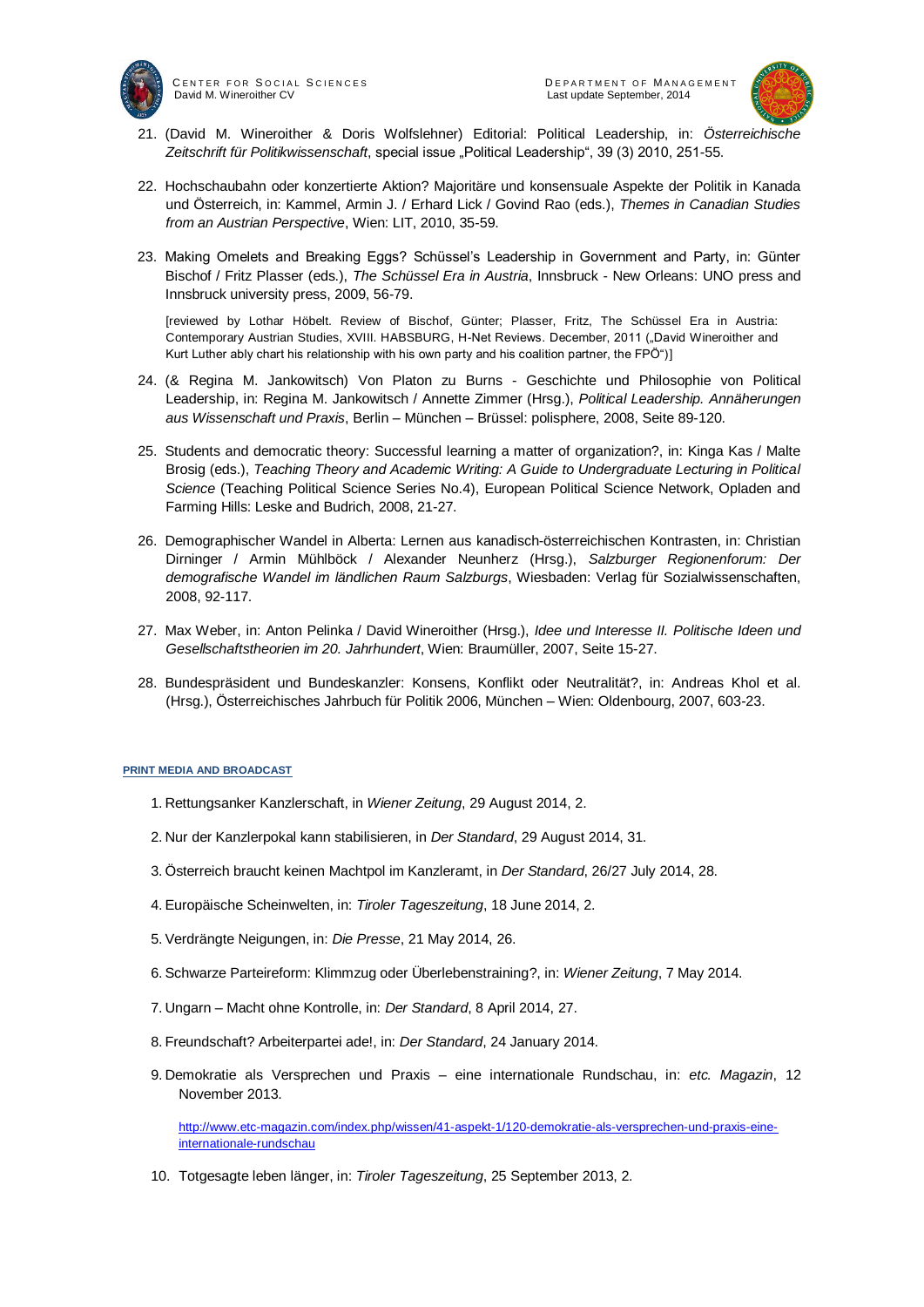21. (David M. Wineroither & Doris Wolfslehner) Editorial: Political Leadership, in: *Österreichische Zeitschrift für Politikwissenschaft*, special issue „Political Leadership", 39 (3) 2010, 251-55.

22. Hochschaubahn oder konzertierte Aktion? Majoritäre und konsensuale Aspekte der Politik in Kanada und Österreich, in: Kammel, Armin J. / Erhard Lick / Govind Rao (eds.), *Themes in Canadian Studies from an Austrian Perspective*, Wien: LIT, 2010, 35-59.

23. Making Omelets and Breaking Eggs? Schüssel's Leadership in Government and Party, in: Günter Bischof / Fritz Plasser (eds.), *The Schüssel Era in Austria*, Innsbruck - New Orleans: UNO press and Innsbruck university press, 2009, 56-79.

    [reviewed by Lothar Höbelt. Review of Bischof, Günter; Plasser, Fritz, The Schüssel Era in Austria: Contemporary Austrian Studies, XVIII. HABSBURG, H-Net Reviews. December, 2011 („David Wineroither and Kurt Luther ably chart his relationship with his own party and his coalition partner, the FPÖ")]

24. (& Regina M. Jankowitsch) Von Platon zu Burns - Geschichte und Philosophie von Political Leadership, in: Regina M. Jankowitsch / Annette Zimmer (Hrsg.), *Political Leadership. Annäherungen aus Wissenschaft und Praxis*, Berlin – München – Brüssel: polisphere, 2008, Seite 89-120.

25. Students and democratic theory: Successful learning a matter of organization?, in: Kinga Kas / Malte Brosig (eds.), *Teaching Theory and Academic Writing: A Guide to Undergraduate Lecturing in Political Science* (Teaching Political Science Series No.4), European Political Science Network, Opladen and Farming Hills: Leske and Budrich, 2008, 21-27.

26. Demographischer Wandel in Alberta: Lernen aus kanadisch-österreichischen Kontrasten, in: Christian Dirninger / Armin Mühlböck / Alexander Neunherz (Hrsg.), *Salzburger Regionenforum: Der demografische Wandel im ländlichen Raum Salzburgs*, Wiesbaden: Verlag für Sozialwissenschaften, 2008, 92-117.

27. Max Weber, in: Anton Pelinka / David Wineroither (Hrsg.), *Idee und Interesse II. Politische Ideen und Gesellschaftstheorien im 20. Jahrhundert*, Wien: Braumüller, 2007, Seite 15-27.

28. Bundespräsident und Bundeskanzler: Konsens, Konflikt oder Neutralität?, in: Andreas Khol et al. (Hrsg.), Österreichisches Jahrbuch für Politik 2006, München – Wien: Oldenbourg, 2007, 603-23.

**PRINT MEDIA AND BROADCAST**

1. Rettungsanker Kanzlerschaft, in *Wiener Zeitung*, 29 August 2014, 2.
2. Nur der Kanzlerpokal kann stabilisieren, in *Der Standard*, 29 August 2014, 31.
3. Österreich braucht keinen Machtpol im Kanzleramt, in *Der Standard*, 26/27 July 2014, 28.
4. Europäische Scheinwelten, in: *Tiroler Tageszeitung*, 18 June 2014, 2.
5. Verdrängte Neigungen, in: *Die Presse*, 21 May 2014, 26.
6. Schwarze Parteireform: Klimmzug oder Überlebenstraining?, in: *Wiener Zeitung*, 7 May 2014.
7. Ungarn – Macht ohne Kontrolle, in: *Der Standard*, 8 April 2014, 27.
8. Freundschaft? Arbeiterpartei ade!, in: *Der Standard*, 24 January 2014.
9. Demokratie als Versprechen und Praxis – eine internationale Rundschau, in: *etc. Magazin*, 12 November 2013.

   http://www.etc-magazin.com/index.php/wissen/41-aspekt-1/120-demokratie-als-versprechen-und-praxis-eine-internationale-rundschau

10. Totgesagte leben länger, in: *Tiroler Tageszeitung*, 25 September 2013, 2.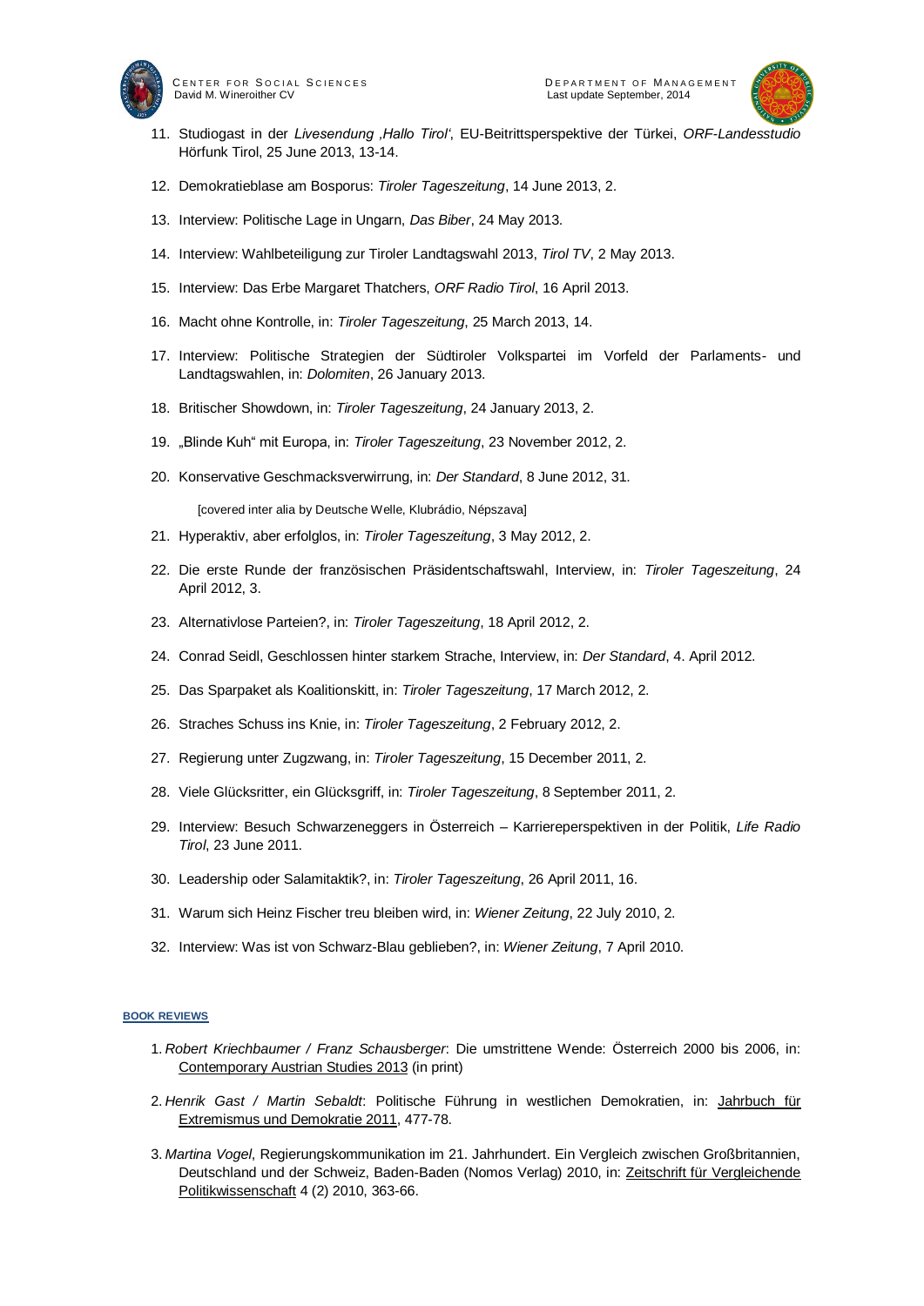11. Studiogast in der *Livesendung ‚Hallo Tirol'*, EU-Beitrittsperspektive der Türkei, *ORF-Landesstudio* Hörfunk Tirol, 25 June 2013, 13-14.

12. Demokratieblase am Bosporus: *Tiroler Tageszeitung*, 14 June 2013, 2.

13. Interview: Politische Lage in Ungarn, *Das Biber*, 24 May 2013.

14. Interview: Wahlbeteiligung zur Tiroler Landtagswahl 2013, *Tirol TV*, 2 May 2013.

15. Interview: Das Erbe Margaret Thatchers, *ORF Radio Tirol*, 16 April 2013.

16. Macht ohne Kontrolle, in: *Tiroler Tageszeitung*, 25 March 2013, 14.

17. Interview: Politische Strategien der Südtiroler Volkspartei im Vorfeld der Parlaments- und Landtagswahlen, in: *Dolomiten*, 26 January 2013.

18. Britischer Showdown, in: *Tiroler Tageszeitung*, 24 January 2013, 2.

19. „Blinde Kuh" mit Europa, in: *Tiroler Tageszeitung*, 23 November 2012, 2.

20. Konservative Geschmacksverwirrung, in: *Der Standard*, 8 June 2012, 31.

    [covered inter alia by Deutsche Welle, Klubrádio, Népszava]

21. Hyperaktiv, aber erfolglos, in: *Tiroler Tageszeitung*, 3 May 2012, 2.

22. Die erste Runde der französischen Präsidentschaftswahl, Interview, in: *Tiroler Tageszeitung*, 24 April 2012, 3.

23. Alternativlose Parteien?, in: *Tiroler Tageszeitung*, 18 April 2012, 2.

24. Conrad Seidl, Geschlossen hinter starkem Strache, Interview, in: *Der Standard*, 4. April 2012.

25. Das Sparpaket als Koalitionskitt, in: *Tiroler Tageszeitung*, 17 March 2012, 2.

26. Straches Schuss ins Knie, in: *Tiroler Tageszeitung*, 2 February 2012, 2.

27. Regierung unter Zugzwang, in: *Tiroler Tageszeitung*, 15 December 2011, 2.

28. Viele Glücksritter, ein Glücksgriff, in: *Tiroler Tageszeitung*, 8 September 2011, 2.

29. Interview: Besuch Schwarzeneggers in Österreich – Karriereperspektiven in der Politik, *Life Radio Tirol*, 23 June 2011.

30. Leadership oder Salamitaktik?, in: *Tiroler Tageszeitung*, 26 April 2011, 16.

31. Warum sich Heinz Fischer treu bleiben wird, in: *Wiener Zeitung*, 22 July 2010, 2.

32. Interview: Was ist von Schwarz-Blau geblieben?, in: *Wiener Zeitung*, 7 April 2010.

## BOOK REVIEWS

1. *Robert Kriechbaumer / Franz Schausberger*: Die umstrittene Wende: Österreich 2000 bis 2006, in: Contemporary Austrian Studies 2013 (in print)

2. *Henrik Gast / Martin Sebaldt*: Politische Führung in westlichen Demokratien, in: Jahrbuch für Extremismus und Demokratie 2011, 477-78.

3. *Martina Vogel*, Regierungskommunikation im 21. Jahrhundert. Ein Vergleich zwischen Großbritannien, Deutschland und der Schweiz, Baden-Baden (Nomos Verlag) 2010, in: Zeitschrift für Vergleichende Politikwissenschaft 4 (2) 2010, 363-66.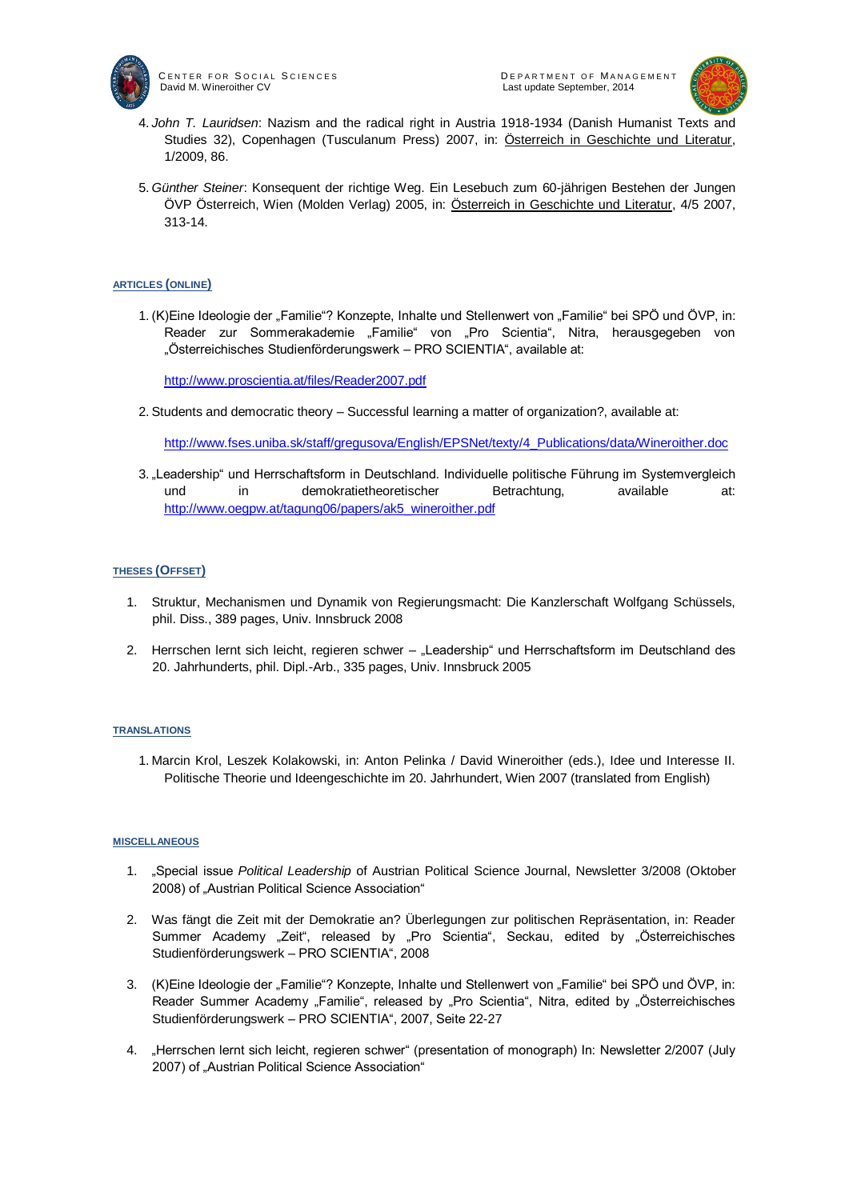4. *John T. Lauridsen*: Nazism and the radical right in Austria 1918-1934 (Danish Humanist Texts and Studies 32), Copenhagen (Tusculanum Press) 2007, in: Österreich in Geschichte und Literatur, 1/2009, 86.

5. *Günther Steiner*: Konsequent der richtige Weg. Ein Lesebuch zum 60-jährigen Bestehen der Jungen ÖVP Österreich, Wien (Molden Verlag) 2005, in: Österreich in Geschichte und Literatur, 4/5 2007, 313-14.

## ARTICLES (ONLINE)

1. (K)Eine Ideologie der „Familie"? Konzepte, Inhalte und Stellenwert von „Familie" bei SPÖ und ÖVP, in: Reader zur Sommerakademie „Familie" von „Pro Scientia", Nitra, herausgegeben von „Österreichisches Studienförderungswerk – PRO SCIENTIA", available at:

   http://www.proscientia.at/files/Reader2007.pdf

2. Students and democratic theory – Successful learning a matter of organization?, available at:

   http://www.fses.uniba.sk/staff/gregusova/English/EPSNet/texty/4_Publications/data/Wineroither.doc

3. „Leadership" und Herrschaftsform in Deutschland. Individuelle politische Führung im Systemvergleich und in demokratietheoretischer Betrachtung, available at: http://www.oegpw.at/tagung06/papers/ak5_wineroither.pdf

## THESES (OFFSET)

1. Struktur, Mechanismen und Dynamik von Regierungsmacht: Die Kanzlerschaft Wolfgang Schüssels, phil. Diss., 389 pages, Univ. Innsbruck 2008

2. Herrschen lernt sich leicht, regieren schwer – „Leadership" und Herrschaftsform im Deutschland des 20. Jahrhunderts, phil. Dipl.-Arb., 335 pages, Univ. Innsbruck 2005

## TRANSLATIONS

1. Marcin Krol, Leszek Kolakowski, in: Anton Pelinka / David Wineroither (eds.), Idee und Interesse II. Politische Theorie und Ideengeschichte im 20. Jahrhundert, Wien 2007 (translated from English)

## MISCELLANEOUS

1. „Special issue *Political Leadership* of Austrian Political Science Journal, Newsletter 3/2008 (Oktober 2008) of „Austrian Political Science Association"

2. Was fängt die Zeit mit der Demokratie an? Überlegungen zur politischen Repräsentation, in: Reader Summer Academy „Zeit", released by „Pro Scientia", Seckau, edited by „Österreichisches Studienförderungswerk – PRO SCIENTIA", 2008

3. (K)Eine Ideologie der „Familie"? Konzepte, Inhalte und Stellenwert von „Familie" bei SPÖ und ÖVP, in: Reader Summer Academy „Familie", released by „Pro Scientia", Nitra, edited by „Österreichisches Studienförderungswerk – PRO SCIENTIA", 2007, Seite 22-27

4. „Herrschen lernt sich leicht, regieren schwer" (presentation of monograph) In: Newsletter 2/2007 (July 2007) of „Austrian Political Science Association"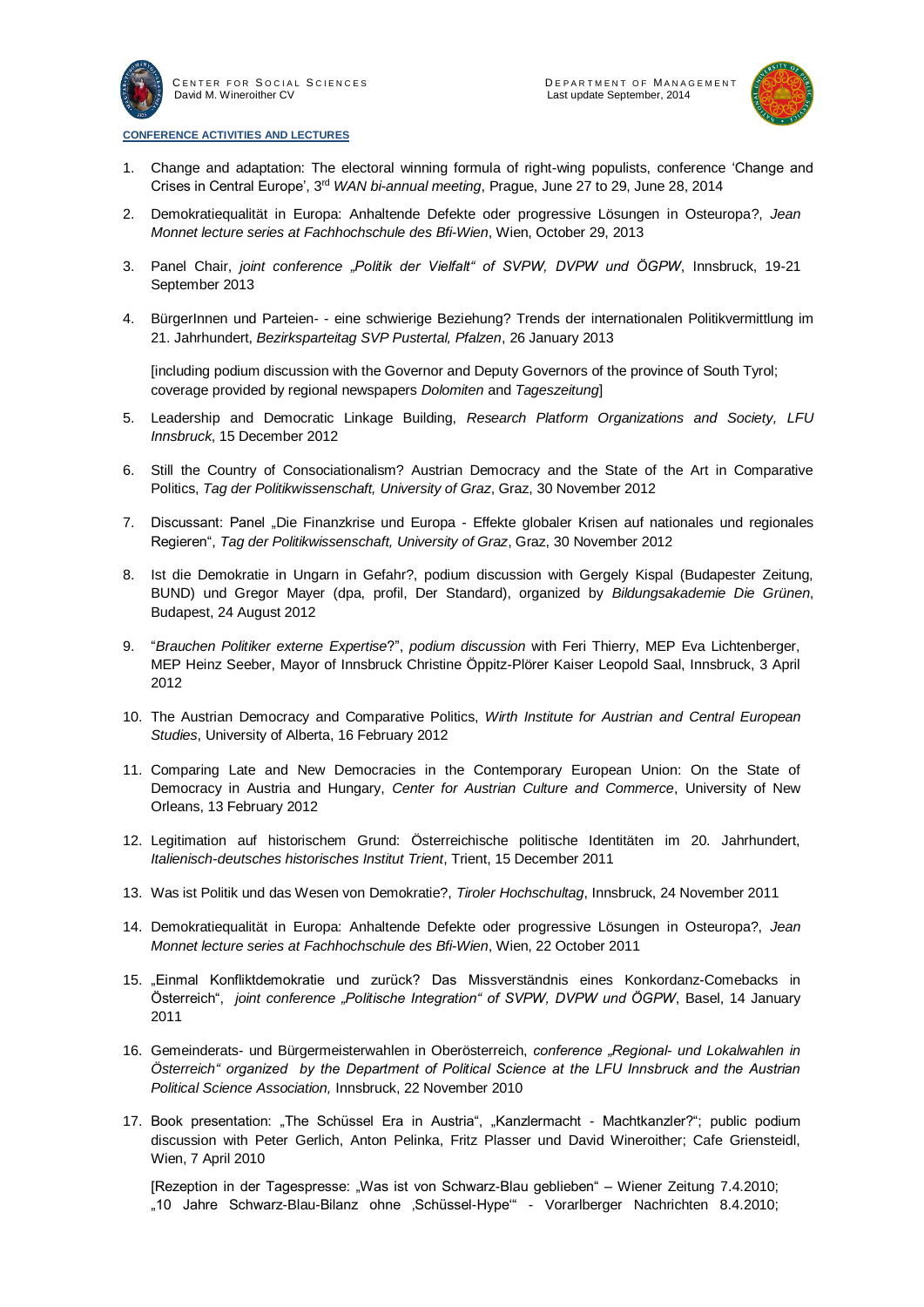## CONFERENCE ACTIVITIES AND LECTURES

1. Change and adaptation: The electoral winning formula of right-wing populists, conference 'Change and Crises in Central Europe', 3rd *WAN bi-annual meeting*, Prague, June 27 to 29, June 28, 2014

2. Demokratiequalität in Europa: Anhaltende Defekte oder progressive Lösungen in Osteuropa?, *Jean Monnet lecture series at Fachhochschule des Bfi-Wien*, Wien, October 29, 2013

3. Panel Chair, *joint conference „Politik der Vielfalt" of SVPW, DVPW und ÖGPW*, Innsbruck, 19-21 September 2013

4. BürgerInnen und Parteien- - eine schwierige Beziehung? Trends der internationalen Politikvermittlung im 21. Jahrhundert, *Bezirksparteitag SVP Pustertal, Pfalzen*, 26 January 2013

   [including podium discussion with the Governor and Deputy Governors of the province of South Tyrol; coverage provided by regional newspapers *Dolomiten* and *Tageszeitung*]

5. Leadership and Democratic Linkage Building, *Research Platform Organizations and Society, LFU Innsbruck*, 15 December 2012

6. Still the Country of Consociationalism? Austrian Democracy and the State of the Art in Comparative Politics, *Tag der Politikwissenschaft, University of Graz*, Graz, 30 November 2012

7. Discussant: Panel „Die Finanzkrise und Europa - Effekte globaler Krisen auf nationales und regionales Regieren", *Tag der Politikwissenschaft, University of Graz*, Graz, 30 November 2012

8. Ist die Demokratie in Ungarn in Gefahr?, podium discussion with Gergely Kispal (Budapester Zeitung, BUND) und Gregor Mayer (dpa, profil, Der Standard), organized by *Bildungsakademie Die Grünen*, Budapest, 24 August 2012

9. "*Brauchen Politiker externe Expertise*?", *podium discussion* with Feri Thierry, MEP Eva Lichtenberger, MEP Heinz Seeber, Mayor of Innsbruck Christine Öppitz-Plörer Kaiser Leopold Saal, Innsbruck, 3 April 2012

10. The Austrian Democracy and Comparative Politics, *Wirth Institute for Austrian and Central European Studies*, University of Alberta, 16 February 2012

11. Comparing Late and New Democracies in the Contemporary European Union: On the State of Democracy in Austria and Hungary, *Center for Austrian Culture and Commerce*, University of New Orleans, 13 February 2012

12. Legitimation auf historischem Grund: Österreichische politische Identitäten im 20. Jahrhundert, *Italienisch-deutsches historisches Institut Trient*, Trient, 15 December 2011

13. Was ist Politik und das Wesen von Demokratie?, *Tiroler Hochschultag*, Innsbruck, 24 November 2011

14. Demokratiequalität in Europa: Anhaltende Defekte oder progressive Lösungen in Osteuropa?, *Jean Monnet lecture series at Fachhochschule des Bfi-Wien*, Wien, 22 October 2011

15. „Einmal Konfliktdemokratie und zurück? Das Missverständnis eines Konkordanz-Comebacks in Österreich", *joint conference „Politische Integration" of SVPW, DVPW und ÖGPW*, Basel, 14 January 2011

16. Gemeinderats- und Bürgermeisterwahlen in Oberösterreich, *conference „Regional- und Lokalwahlen in Österreich" organized by the Department of Political Science at the LFU Innsbruck and the Austrian Political Science Association,* Innsbruck, 22 November 2010

17. Book presentation: „The Schüssel Era in Austria", „Kanzlermacht - Machtkanzler?"; public podium discussion with Peter Gerlich, Anton Pelinka, Fritz Plasser und David Wineroither; Cafe Griensteidl, Wien, 7 April 2010

    [Rezeption in der Tagespresse: „Was ist von Schwarz-Blau geblieben" – Wiener Zeitung 7.4.2010; „10 Jahre Schwarz-Blau-Bilanz ohne ‚Schüssel-Hype'" - Vorarlberger Nachrichten 8.4.2010;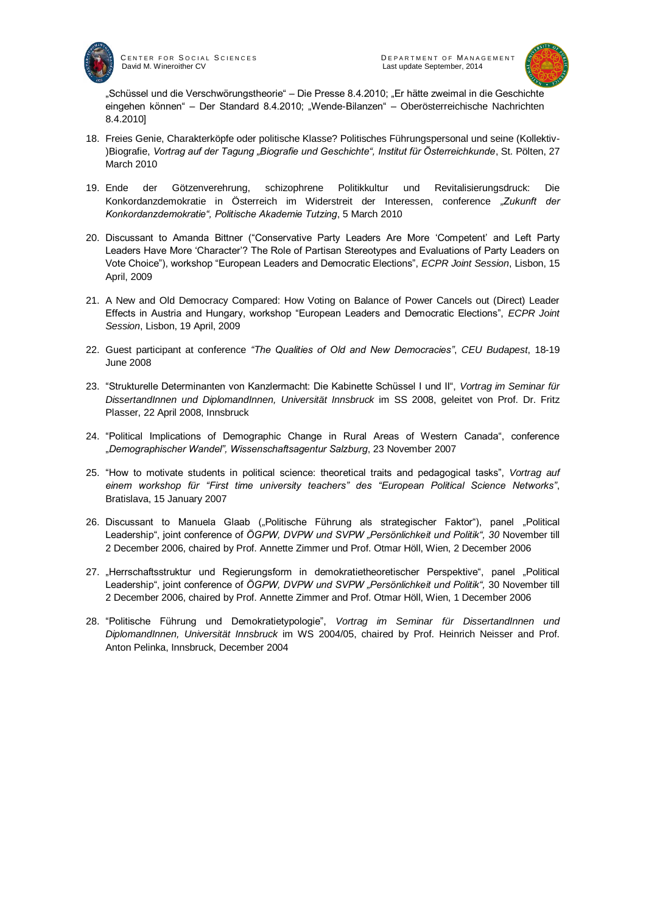„Schüssel und die Verschwörungstheorie" – Die Presse 8.4.2010; „Er hätte zweimal in die Geschichte eingehen können" – Der Standard 8.4.2010; „Wende-Bilanzen" – Oberösterreichische Nachrichten 8.4.2010]

18. Freies Genie, Charakterköpfe oder politische Klasse? Politisches Führungspersonal und seine (Kollektiv-)Biografie, *Vortrag auf der Tagung „Biografie und Geschichte", Institut für Österreichkunde*, St. Pölten, 27 March 2010

19. Ende der Götzenverehrung, schizophrene Politikkultur und Revitalisierungsdruck: Die Konkordanzdemokratie in Österreich im Widerstreit der Interessen, conference *„Zukunft der Konkordanzdemokratie", Politische Akademie Tutzing*, 5 March 2010

20. Discussant to Amanda Bittner ("Conservative Party Leaders Are More 'Competent' and Left Party Leaders Have More 'Character'? The Role of Partisan Stereotypes and Evaluations of Party Leaders on Vote Choice"), workshop "European Leaders and Democratic Elections", *ECPR Joint Session*, Lisbon, 15 April, 2009

21. A New and Old Democracy Compared: How Voting on Balance of Power Cancels out (Direct) Leader Effects in Austria and Hungary, workshop "European Leaders and Democratic Elections", *ECPR Joint Session*, Lisbon, 19 April, 2009

22. Guest participant at conference *"The Qualities of Old and New Democracies"*, *CEU Budapest*, 18-19 June 2008

23. "Strukturelle Determinanten von Kanzlermacht: Die Kabinette Schüssel I und II", *Vortrag im Seminar für DissertandInnen und DiplomandInnen, Universität Innsbruck* im SS 2008, geleitet von Prof. Dr. Fritz Plasser, 22 April 2008, Innsbruck

24. "Political Implications of Demographic Change in Rural Areas of Western Canada", conference *„Demographischer Wandel", Wissenschaftsagentur Salzburg*, 23 November 2007

25. "How to motivate students in political science: theoretical traits and pedagogical tasks", *Vortrag auf einem workshop für "First time university teachers" des "European Political Science Networks"*, Bratislava, 15 January 2007

26. Discussant to Manuela Glaab („Politische Führung als strategischer Faktor"), panel „Political Leadership", joint conference of *ÖGPW, DVPW und SVPW „Persönlichkeit und Politik", 30* November till 2 December 2006, chaired by Prof. Annette Zimmer und Prof. Otmar Höll, Wien, 2 December 2006

27. „Herrschaftsstruktur und Regierungsform in demokratietheoretischer Perspektive", panel „Political Leadership", joint conference of *ÖGPW, DVPW und SVPW „Persönlichkeit und Politik",* 30 November till 2 December 2006, chaired by Prof. Annette Zimmer and Prof. Otmar Höll, Wien, 1 December 2006

28. "Politische Führung und Demokratietypologie", *Vortrag im Seminar für DissertandInnen und DiplomandInnen, Universität Innsbruck* im WS 2004/05, chaired by Prof. Heinrich Neisser and Prof. Anton Pelinka, Innsbruck, December 2004